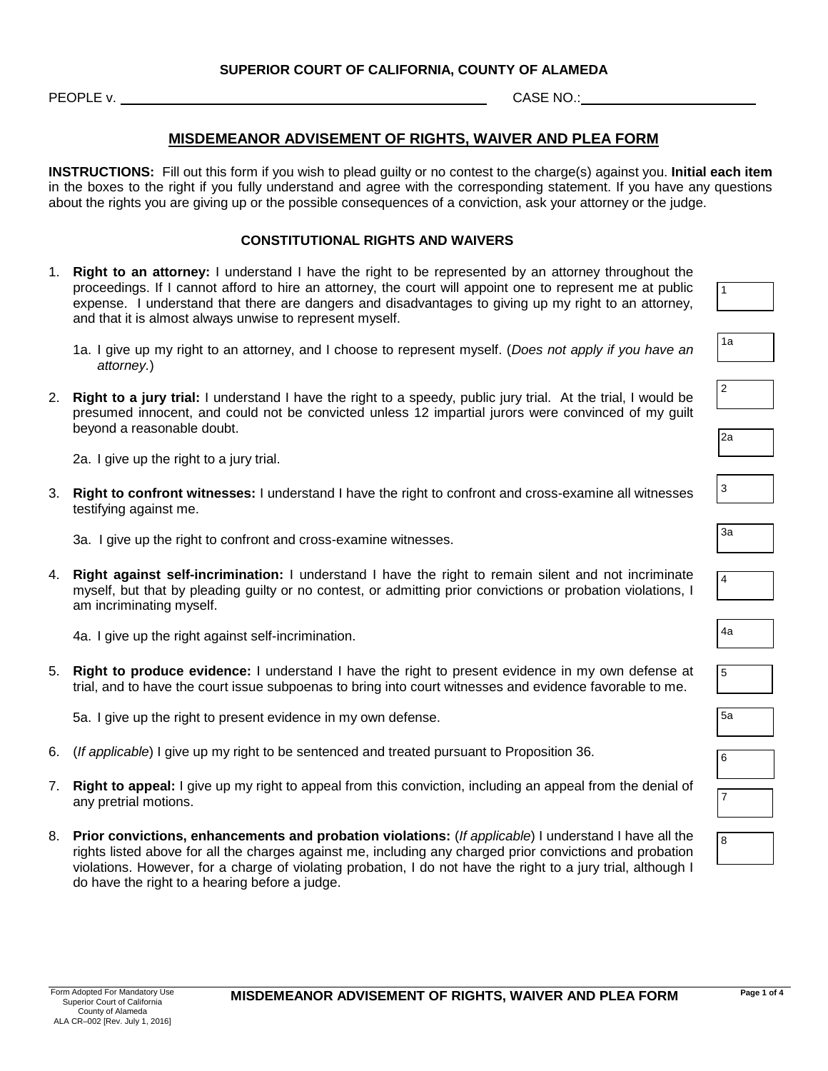**SUPERIOR COURT OF CALIFORNIA, COUNTY OF ALAMEDA**

PEOPLE v. ____________________ CASE NO.: ____________________

## MISDEMEANOR ADVISEMENT OF RIGHTS, WAIVER AND PLEA FORM

**INSTRUCTIONS:** Fill out this form if you wish to plead guilty or no contest to the charge(s) against you. **Initial each item** in the boxes to the right if you fully understand and agree with the corresponding statement. If you have any questions about the rights you are giving up or the possible consequences of a conviction, ask your attorney or the judge.

### CONSTITUTIONAL RIGHTS AND WAIVERS

1. **Right to an attorney:** I understand I have the right to be represented by an attorney throughout the proceedings. If I cannot afford to hire an attorney, the court will appoint one to represent me at public expense. I understand that there are dangers and disadvantages to giving up my right to an attorney, and that it is almost always unwise to represent myself. [ 1 ]

   1a. I give up my right to an attorney, and I choose to represent myself. (*Does not apply if you have an attorney.*) [ 1a ]

2. **Right to a jury trial:** I understand I have the right to a speedy, public jury trial. At the trial, I would be presumed innocent, and could not be convicted unless 12 impartial jurors were convinced of my guilt beyond a reasonable doubt. [ 2 ]

   2a. I give up the right to a jury trial. [ 2a ]

3. **Right to confront witnesses:** I understand I have the right to confront and cross-examine all witnesses testifying against me. [ 3 ]

   3a. I give up the right to confront and cross-examine witnesses. [ 3a ]

4. **Right against self-incrimination:** I understand I have the right to remain silent and not incriminate myself, but that by pleading guilty or no contest, or admitting prior convictions or probation violations, I am incriminating myself. [ 4 ]

   4a. I give up the right against self-incrimination. [ 4a ]

5. **Right to produce evidence:** I understand I have the right to present evidence in my own defense at trial, and to have the court issue subpoenas to bring into court witnesses and evidence favorable to me. [ 5 ]

   5a. I give up the right to present evidence in my own defense. [ 5a ]

6. (*If applicable*) I give up my right to be sentenced and treated pursuant to Proposition 36. [ 6 ]

7. **Right to appeal:** I give up my right to appeal from this conviction, including an appeal from the denial of any pretrial motions. [ 7 ]

8. **Prior convictions, enhancements and probation violations:** (*If applicable*) I understand I have all the rights listed above for all the charges against me, including any charged prior convictions and probation violations. However, for a charge of violating probation, I do not have the right to a jury trial, although I do have the right to a hearing before a judge. [ 8 ]

Form Adopted For Mandatory Use
Superior Court of California
County of Alameda
ALA CR–002 [Rev. July 1, 2016]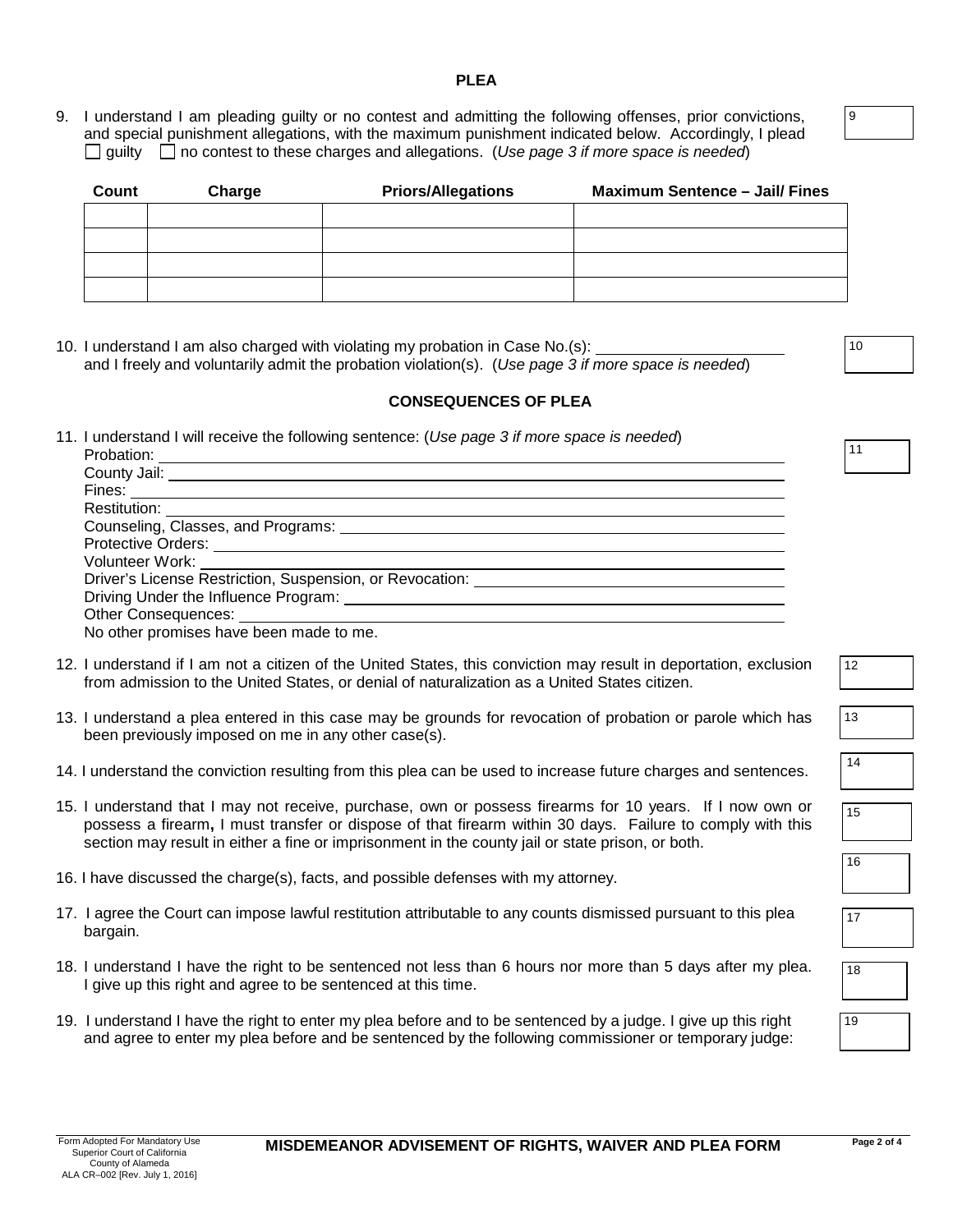## PLEA

9. I understand I am pleading guilty or no contest and admitting the following offenses, prior convictions, and special punishment allegations, with the maximum punishment indicated below. Accordingly, I plead ☐ guilty ☐ no contest to these charges and allegations. (*Use page 3 if more space is needed*)

| Count | Charge | Priors/Allegations | Maximum Sentence – Jail/ Fines |
|---|---|---|---|
| | | | |
| | | | |
| | | | |
| | | | |

10. I understand I am also charged with violating my probation in Case No.(s): ____________________ and I freely and voluntarily admit the probation violation(s). (*Use page 3 if more space is needed*)

## CONSEQUENCES OF PLEA

11. I understand I will receive the following sentence: (*Use page 3 if more space is needed*)
    Probation: ____________________
    County Jail: ____________________
    Fines: ____________________
    Restitution: ____________________
    Counseling, Classes, and Programs: ____________________
    Protective Orders: ____________________
    Volunteer Work: ____________________
    Driver's License Restriction, Suspension, or Revocation: ____________________
    Driving Under the Influence Program: ____________________
    Other Consequences: ____________________
    No other promises have been made to me.

12. I understand if I am not a citizen of the United States, this conviction may result in deportation, exclusion from admission to the United States, or denial of naturalization as a United States citizen.

13. I understand a plea entered in this case may be grounds for revocation of probation or parole which has been previously imposed on me in any other case(s).

14. I understand the conviction resulting from this plea can be used to increase future charges and sentences.

15. I understand that I may not receive, purchase, own or possess firearms for 10 years. If I now own or possess a firearm**,** I must transfer or dispose of that firearm within 30 days. Failure to comply with this section may result in either a fine or imprisonment in the county jail or state prison, or both.

16. I have discussed the charge(s), facts, and possible defenses with my attorney.

17. I agree the Court can impose lawful restitution attributable to any counts dismissed pursuant to this plea bargain.

18. I understand I have the right to be sentenced not less than 6 hours nor more than 5 days after my plea. I give up this right and agree to be sentenced at this time.

19. I understand I have the right to enter my plea before and to be sentenced by a judge. I give up this right and agree to enter my plea before and be sentenced by the following commissioner or temporary judge:

Form Adopted For Mandatory Use
Superior Court of California
County of Alameda
ALA CR–002 [Rev. July 1, 2016]

**MISDEMEANOR ADVISEMENT OF RIGHTS, WAIVER AND PLEA FORM**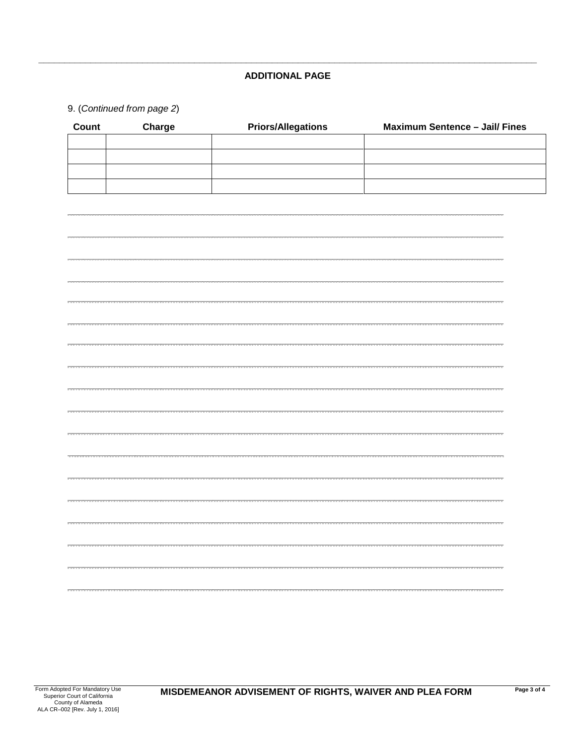**ADDITIONAL PAGE**

9. (*Continued from page 2*)

| Count | Charge | Priors/Allegations | Maximum Sentence – Jail/ Fines |
|---|---|---|---|
| | | | |
| | | | |
| | | | |
| | | | |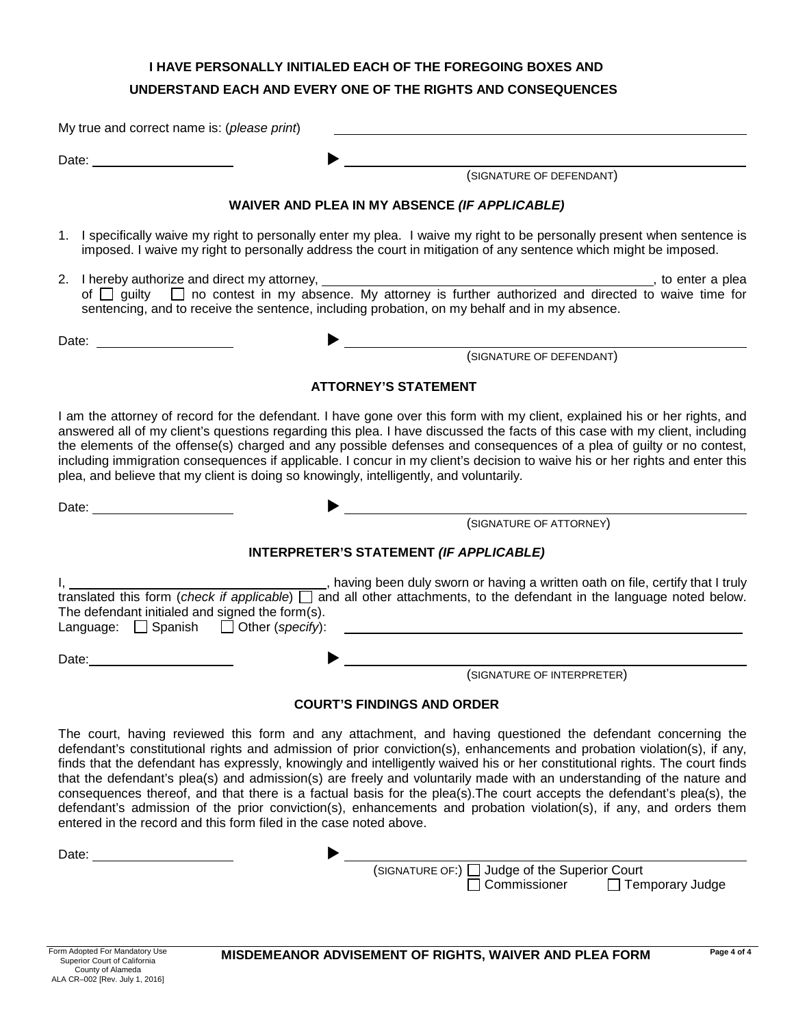**I HAVE PERSONALLY INITIALED EACH OF THE FOREGOING BOXES AND UNDERSTAND EACH AND EVERY ONE OF THE RIGHTS AND CONSEQUENCES**

My true and correct name is: (*please print*) ______________________________

Date: ____________________ ▶ ______________________________
(SIGNATURE OF DEFENDANT)

## WAIVER AND PLEA IN MY ABSENCE *(IF APPLICABLE)*

1. I specifically waive my right to personally enter my plea. I waive my right to be personally present when sentence is imposed. I waive my right to personally address the court in mitigation of any sentence which might be imposed.

2. I hereby authorize and direct my attorney, ______________________________, to enter a plea of ☐ guilty ☐ no contest in my absence. My attorney is further authorized and directed to waive time for sentencing, and to receive the sentence, including probation, on my behalf and in my absence.

Date: ____________________ ▶ ______________________________
(SIGNATURE OF DEFENDANT)

## ATTORNEY'S STATEMENT

I am the attorney of record for the defendant. I have gone over this form with my client, explained his or her rights, and answered all of my client's questions regarding this plea. I have discussed the facts of this case with my client, including the elements of the offense(s) charged and any possible defenses and consequences of a plea of guilty or no contest, including immigration consequences if applicable. I concur in my client's decision to waive his or her rights and enter this plea, and believe that my client is doing so knowingly, intelligently, and voluntarily.

Date: ____________________ ▶ ______________________________
(SIGNATURE OF ATTORNEY)

## INTERPRETER'S STATEMENT *(IF APPLICABLE)*

I, ______________________________, having been duly sworn or having a written oath on file, certify that I truly translated this form (*check if applicable*) ☐ and all other attachments, to the defendant in the language noted below. The defendant initialed and signed the form(s).
Language: ☐ Spanish ☐ Other (*specify*): ______________________________

Date: ____________________ ▶ ______________________________
(SIGNATURE OF INTERPRETER)

## COURT'S FINDINGS AND ORDER

The court, having reviewed this form and any attachment, and having questioned the defendant concerning the defendant's constitutional rights and admission of prior conviction(s), enhancements and probation violation(s), if any, finds that the defendant has expressly, knowingly and intelligently waived his or her constitutional rights. The court finds that the defendant's plea(s) and admission(s) are freely and voluntarily made with an understanding of the nature and consequences thereof, and that there is a factual basis for the plea(s).The court accepts the defendant's plea(s), the defendant's admission of the prior conviction(s), enhancements and probation violation(s), if any, and orders them entered in the record and this form filed in the case noted above.

Date: ____________________ ▶ ______________________________
(SIGNATURE OF:) ☐ Judge of the Superior Court
☐ Commissioner ☐ Temporary Judge

Form Adopted For Mandatory Use
Superior Court of California
County of Alameda
ALA CR–002 [Rev. July 1, 2016]

**MISDEMEANOR ADVISEMENT OF RIGHTS, WAIVER AND PLEA FORM**